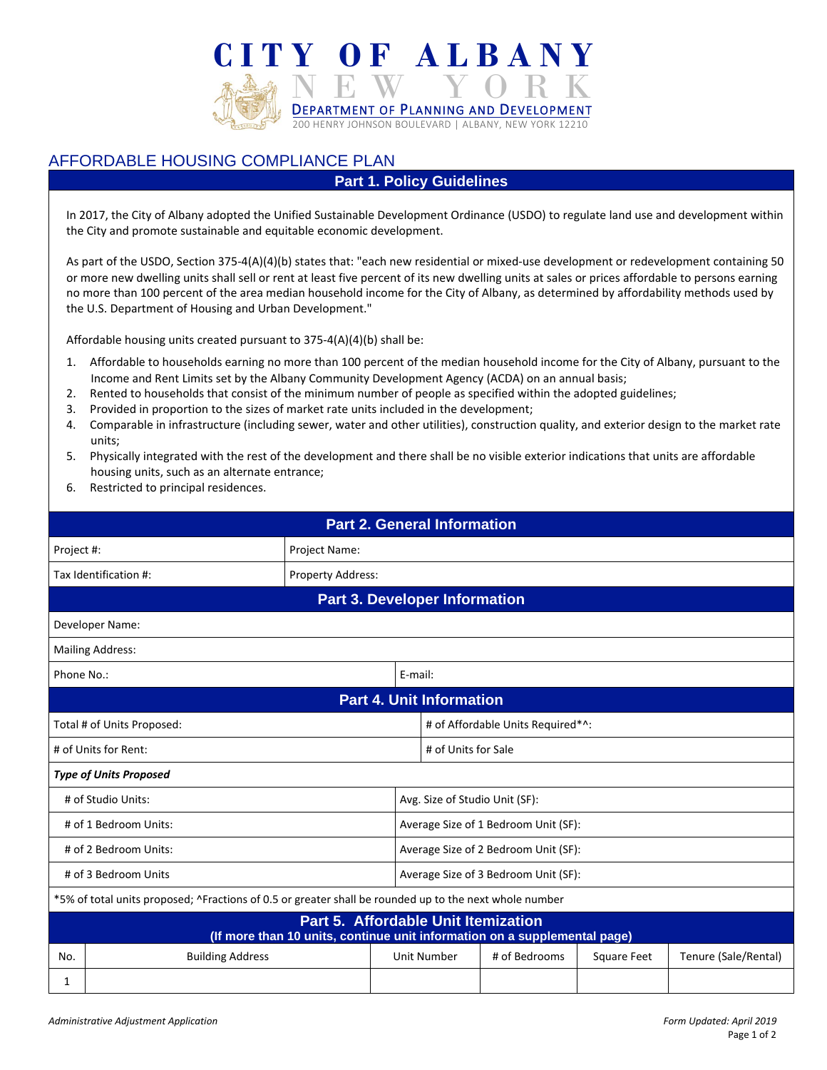# CITY OF ALBANY

NEW YORK

DEPARTMENT OF PLANNING AND DEVELOPMENT

200 HENRY JOHNSON BOULEVARD | ALBANY, NEW YORK 12210

## AFFORDABLE HOUSING COMPLIANCE PLAN

### Part 1. Policy Guidelines

In 2017, the City of Albany adopted the Unified Sustainable Development Ordinance (USDO) to regulate land use and development within the City and promote sustainable and equitable economic development.

As part of the USDO, Section 375-4(A)(4)(b) states that: "each new residential or mixed-use development or redevelopment containing 50 or more new dwelling units shall sell or rent at least five percent of its new dwelling units at sales or prices affordable to persons earning no more than 100 percent of the area median household income for the City of Albany, as determined by affordability methods used by the U.S. Department of Housing and Urban Development."

Affordable housing units created pursuant to 375-4(A)(4)(b) shall be:

1. Affordable to households earning no more than 100 percent of the median household income for the City of Albany, pursuant to the Income and Rent Limits set by the Albany Community Development Agency (ACDA) on an annual basis;
2. Rented to households that consist of the minimum number of people as specified within the adopted guidelines;
3. Provided in proportion to the sizes of market rate units included in the development;
4. Comparable in infrastructure (including sewer, water and other utilities), construction quality, and exterior design to the market rate units;
5. Physically integrated with the rest of the development and there shall be no visible exterior indications that units are affordable housing units, such as an alternate entrance;
6. Restricted to principal residences.

### Part 2. General Information

| | |
|---|---|
| Project #: | Project Name: |
| Tax Identification #: | Property Address: |

### Part 3. Developer Information

| | |
|---|---|
| Developer Name: | |
| Mailing Address: | |
| Phone No.: | E-mail: |

### Part 4. Unit Information

| | |
|---|---|
| Total # of Units Proposed: | # of Affordable Units Required*^: |
| # of Units for Rent: | # of Units for Sale |
| ***Type of Units Proposed*** | |
| # of Studio Units: | Avg. Size of Studio Unit (SF): |
| # of 1 Bedroom Units: | Average Size of 1 Bedroom Unit (SF): |
| # of 2 Bedroom Units: | Average Size of 2 Bedroom Unit (SF): |
| # of 3 Bedroom Units | Average Size of 3 Bedroom Unit (SF): |

*5% of total units proposed; ^Fractions of 0.5 or greater shall be rounded up to the next whole number

### Part 5. Affordable Unit Itemization

**(If more than 10 units, continue unit information on a supplemental page)**

| No. | Building Address | Unit Number | # of Bedrooms | Square Feet | Tenure (Sale/Rental) |
|---|---|---|---|---|---|
| 1 | | | | | |

*Administrative Adjustment Application*

*Form Updated: April 2019*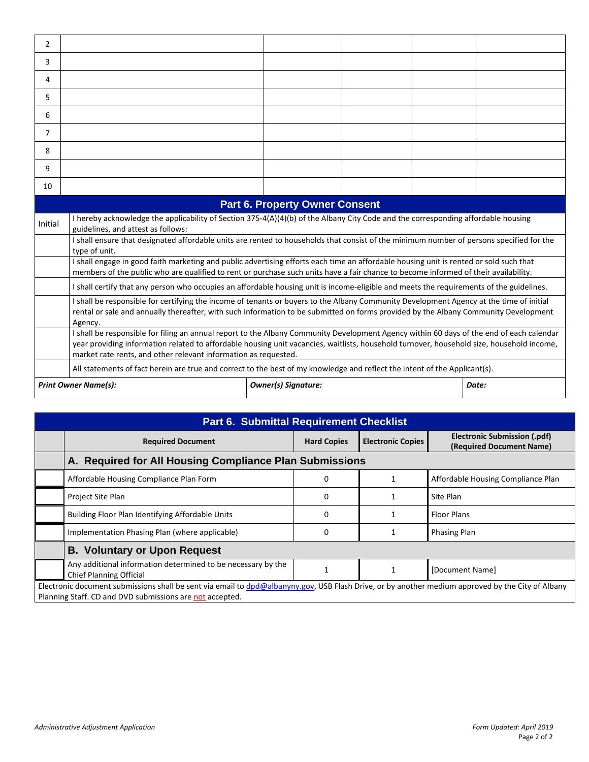| | | | | | |
|---|---|---|---|---|---|
| 2 | | | | | |
| 3 | | | | | |
| 4 | | | | | |
| 5 | | | | | |
| 6 | | | | | |
| 7 | | | | | |
| 8 | | | | | |
| 9 | | | | | |
| 10 | | | | | |

## Part 6. Property Owner Consent

| Initial | I hereby acknowledge the applicability of Section 375-4(A)(4)(b) of the Albany City Code and the corresponding affordable housing guidelines, and attest as follows: |
|---|---|
| | I shall ensure that designated affordable units are rented to households that consist of the minimum number of persons specified for the type of unit. |
| | I shall engage in good faith marketing and public advertising efforts each time an affordable housing unit is rented or sold such that members of the public who are qualified to rent or purchase such units have a fair chance to become informed of their availability. |
| | I shall certify that any person who occupies an affordable housing unit is income-eligible and meets the requirements of the guidelines. |
| | I shall be responsible for certifying the income of tenants or buyers to the Albany Community Development Agency at the time of initial rental or sale and annually thereafter, with such information to be submitted on forms provided by the Albany Community Development Agency. |
| | I shall be responsible for filing an annual report to the Albany Community Development Agency within 60 days of the end of each calendar year providing information related to affordable housing unit vacancies, waitlists, household turnover, household size, household income, market rate rents, and other relevant information as requested. |
| | All statements of fact herein are true and correct to the best of my knowledge and reflect the intent of the Applicant(s). |

| ***Print Owner Name(s):*** | ***Owner(s) Signature:*** | ***Date:*** |
|---|---|---|
| | | |

## Part 6. Submittal Requirement Checklist

| | Required Document | Hard Copies | Electronic Copies | Electronic Submission (.pdf) (Required Document Name) |
|---|---|---|---|---|
| | **A. Required for All Housing Compliance Plan Submissions** | | | |
| | Affordable Housing Compliance Plan Form | 0 | 1 | Affordable Housing Compliance Plan |
| | Project Site Plan | 0 | 1 | Site Plan |
| | Building Floor Plan Identifying Affordable Units | 0 | 1 | Floor Plans |
| | Implementation Phasing Plan (where applicable) | 0 | 1 | Phasing Plan |
| | **B. Voluntary or Upon Request** | | | |
| | Any additional information determined to be necessary by the Chief Planning Official | 1 | 1 | [Document Name] |

Electronic document submissions shall be sent via email to dpd@albanyny.gov, USB Flash Drive, or by another medium approved by the City of Albany Planning Staff. CD and DVD submissions are not accepted.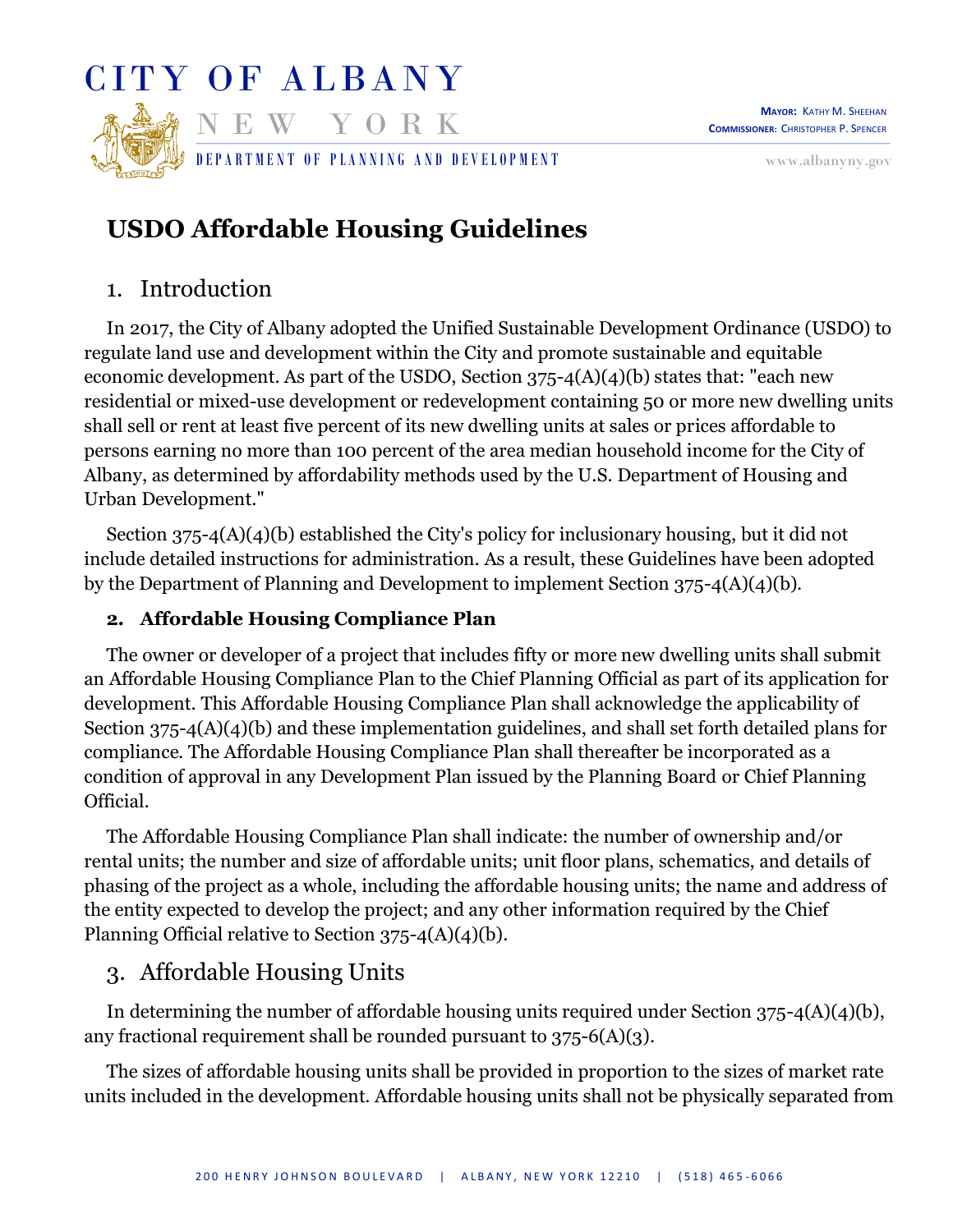# USDO Affordable Housing Guidelines

## 1. Introduction

In 2017, the City of Albany adopted the Unified Sustainable Development Ordinance (USDO) to regulate land use and development within the City and promote sustainable and equitable economic development. As part of the USDO, Section 375-4(A)(4)(b) states that: "each new residential or mixed-use development or redevelopment containing 50 or more new dwelling units shall sell or rent at least five percent of its new dwelling units at sales or prices affordable to persons earning no more than 100 percent of the area median household income for the City of Albany, as determined by affordability methods used by the U.S. Department of Housing and Urban Development."

Section 375-4(A)(4)(b) established the City's policy for inclusionary housing, but it did not include detailed instructions for administration. As a result, these Guidelines have been adopted by the Department of Planning and Development to implement Section 375-4(A)(4)(b).

### 2. Affordable Housing Compliance Plan

The owner or developer of a project that includes fifty or more new dwelling units shall submit an Affordable Housing Compliance Plan to the Chief Planning Official as part of its application for development. This Affordable Housing Compliance Plan shall acknowledge the applicability of Section 375-4(A)(4)(b) and these implementation guidelines, and shall set forth detailed plans for compliance. The Affordable Housing Compliance Plan shall thereafter be incorporated as a condition of approval in any Development Plan issued by the Planning Board or Chief Planning Official.

The Affordable Housing Compliance Plan shall indicate: the number of ownership and/or rental units; the number and size of affordable units; unit floor plans, schematics, and details of phasing of the project as a whole, including the affordable housing units; the name and address of the entity expected to develop the project; and any other information required by the Chief Planning Official relative to Section 375-4(A)(4)(b).

## 3. Affordable Housing Units

In determining the number of affordable housing units required under Section 375-4(A)(4)(b), any fractional requirement shall be rounded pursuant to 375-6(A)(3).

The sizes of affordable housing units shall be provided in proportion to the sizes of market rate units included in the development. Affordable housing units shall not be physically separated from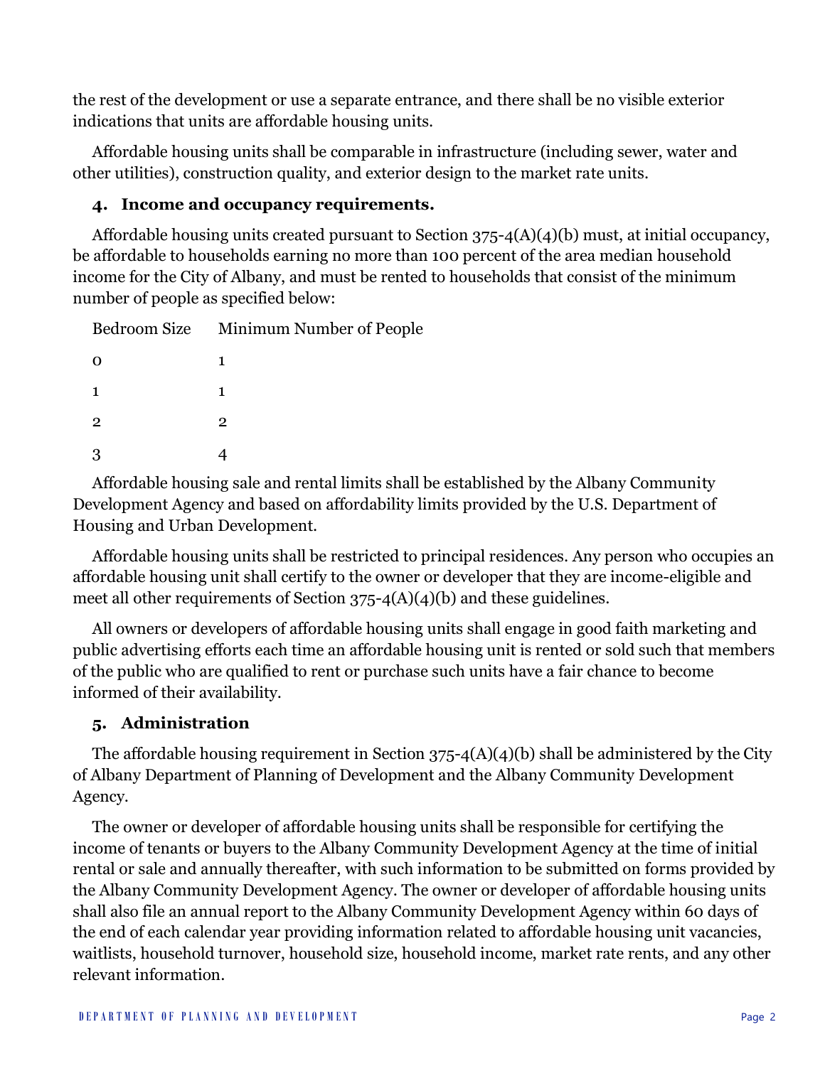the rest of the development or use a separate entrance, and there shall be no visible exterior indications that units are affordable housing units.

Affordable housing units shall be comparable in infrastructure (including sewer, water and other utilities), construction quality, and exterior design to the market rate units.

### 4. Income and occupancy requirements.

Affordable housing units created pursuant to Section 375-4(A)(4)(b) must, at initial occupancy, be affordable to households earning no more than 100 percent of the area median household income for the City of Albany, and must be rented to households that consist of the minimum number of people as specified below:

| Bedroom Size | Minimum Number of People |
| --- | --- |
| 0 | 1 |
| 1 | 1 |
| 2 | 2 |
| 3 | 4 |

Affordable housing sale and rental limits shall be established by the Albany Community Development Agency and based on affordability limits provided by the U.S. Department of Housing and Urban Development.

Affordable housing units shall be restricted to principal residences. Any person who occupies an affordable housing unit shall certify to the owner or developer that they are income-eligible and meet all other requirements of Section 375-4(A)(4)(b) and these guidelines.

All owners or developers of affordable housing units shall engage in good faith marketing and public advertising efforts each time an affordable housing unit is rented or sold such that members of the public who are qualified to rent or purchase such units have a fair chance to become informed of their availability.

### 5. Administration

The affordable housing requirement in Section 375-4(A)(4)(b) shall be administered by the City of Albany Department of Planning of Development and the Albany Community Development Agency.

The owner or developer of affordable housing units shall be responsible for certifying the income of tenants or buyers to the Albany Community Development Agency at the time of initial rental or sale and annually thereafter, with such information to be submitted on forms provided by the Albany Community Development Agency. The owner or developer of affordable housing units shall also file an annual report to the Albany Community Development Agency within 60 days of the end of each calendar year providing information related to affordable housing unit vacancies, waitlists, household turnover, household size, household income, market rate rents, and any other relevant information.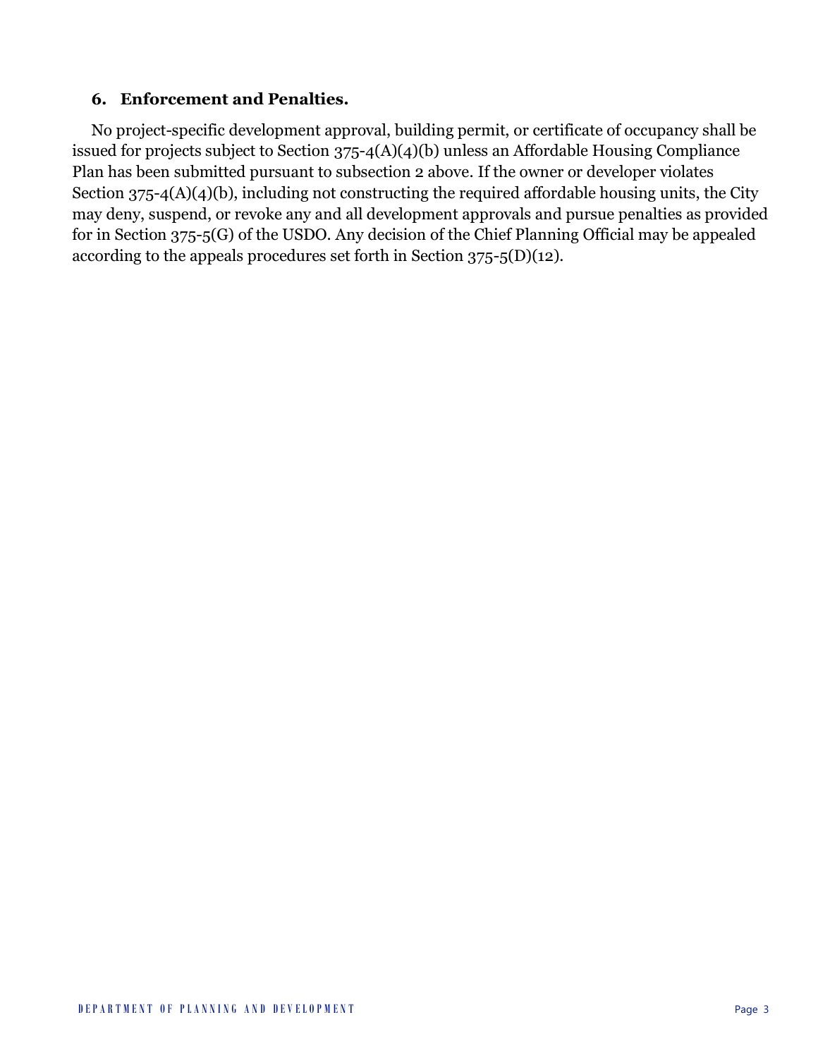### 6. Enforcement and Penalties.

No project-specific development approval, building permit, or certificate of occupancy shall be issued for projects subject to Section 375-4(A)(4)(b) unless an Affordable Housing Compliance Plan has been submitted pursuant to subsection 2 above. If the owner or developer violates Section 375-4(A)(4)(b), including not constructing the required affordable housing units, the City may deny, suspend, or revoke any and all development approvals and pursue penalties as provided for in Section 375-5(G) of the USDO. Any decision of the Chief Planning Official may be appealed according to the appeals procedures set forth in Section 375-5(D)(12).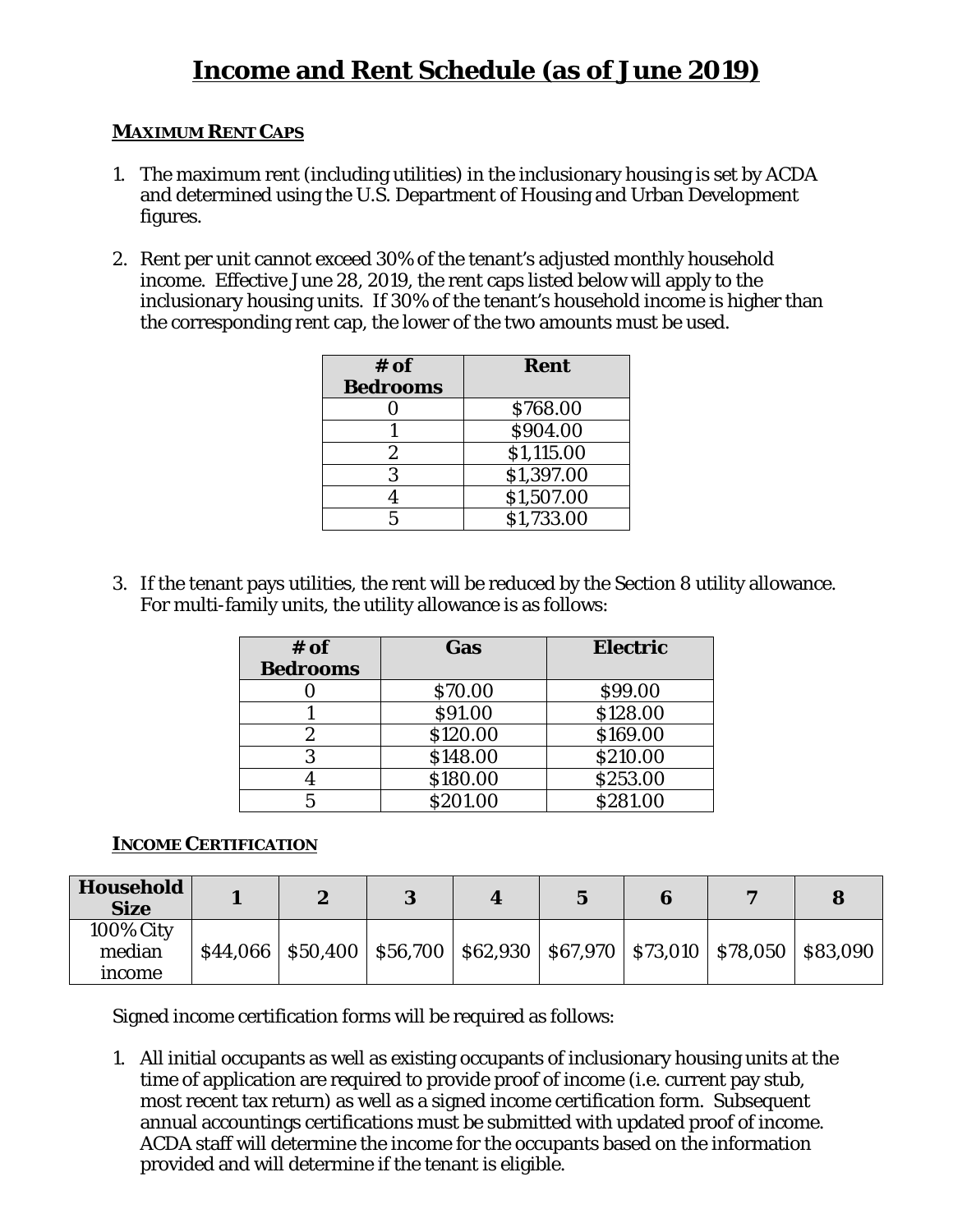# Income and Rent Schedule (as of June 2019)

## MAXIMUM RENT CAPS

1. The maximum rent (including utilities) in the inclusionary housing is set by ACDA and determined using the U.S. Department of Housing and Urban Development figures.

2. Rent per unit cannot exceed 30% of the tenant's adjusted monthly household income. Effective June 28, 2019, the rent caps listed below will apply to the inclusionary housing units. If 30% of the tenant's household income is higher than the corresponding rent cap, the lower of the two amounts must be used.

| # of Bedrooms | Rent |
|---|---|
| 0 | $768.00 |
| 1 | $904.00 |
| 2 | $1,115.00 |
| 3 | $1,397.00 |
| 4 | $1,507.00 |
| 5 | $1,733.00 |

3. If the tenant pays utilities, the rent will be reduced by the Section 8 utility allowance. For multi-family units, the utility allowance is as follows:

| # of Bedrooms | Gas | Electric |
|---|---|---|
| 0 | $70.00 | $99.00 |
| 1 | $91.00 | $128.00 |
| 2 | $120.00 | $169.00 |
| 3 | $148.00 | $210.00 |
| 4 | $180.00 | $253.00 |
| 5 | $201.00 | $281.00 |

## INCOME CERTIFICATION

| Household Size | 1 | 2 | 3 | 4 | 5 | 6 | 7 | 8 |
|---|---|---|---|---|---|---|---|---|
| 100% City median income | $44,066 | $50,400 | $56,700 | $62,930 | $67,970 | $73,010 | $78,050 | $83,090 |

Signed income certification forms will be required as follows:

1. All initial occupants as well as existing occupants of inclusionary housing units at the time of application are required to provide proof of income (i.e. current pay stub, most recent tax return) as well as a signed income certification form. Subsequent annual accountings certifications must be submitted with updated proof of income. ACDA staff will determine the income for the occupants based on the information provided and will determine if the tenant is eligible.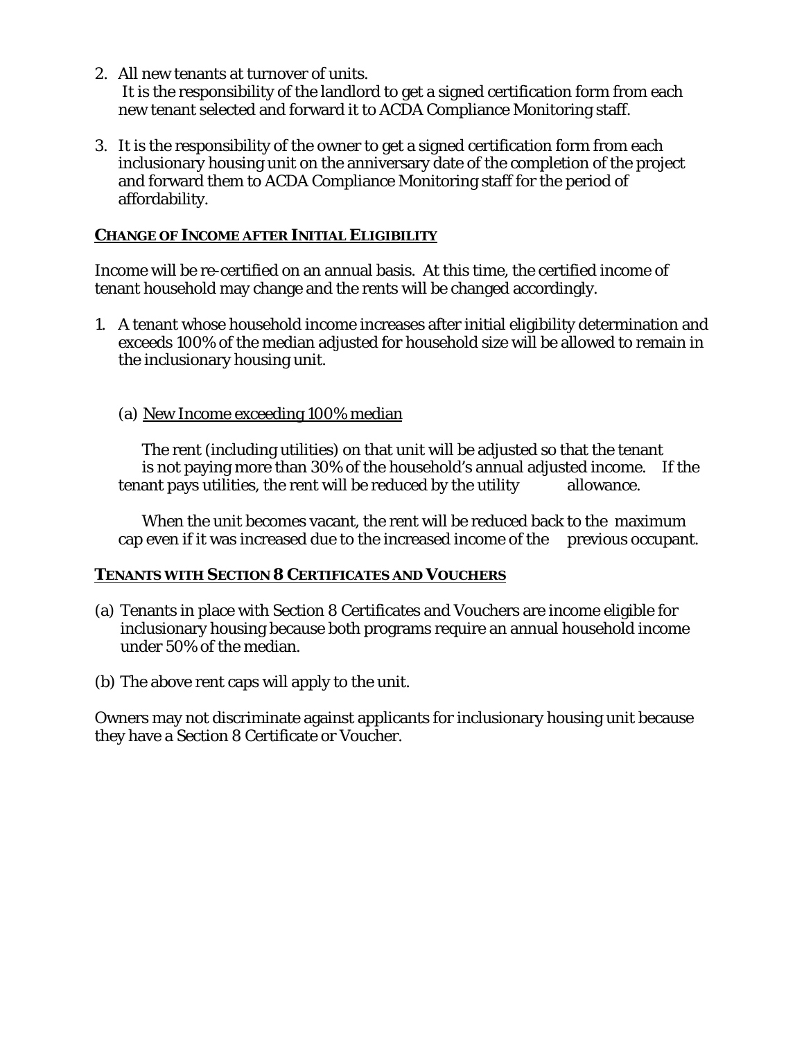2. All new tenants at turnover of units.
   It is the responsibility of the landlord to get a signed certification form from each new tenant selected and forward it to ACDA Compliance Monitoring staff.

3. It is the responsibility of the owner to get a signed certification form from each inclusionary housing unit on the anniversary date of the completion of the project and forward them to ACDA Compliance Monitoring staff for the period of affordability.

**CHANGE OF INCOME AFTER INITIAL ELIGIBILITY**

Income will be re-certified on an annual basis. At this time, the certified income of tenant household may change and the rents will be changed accordingly.

1. A tenant whose household income increases after initial eligibility determination and exceeds 100% of the median adjusted for household size will be allowed to remain in the inclusionary housing unit.

   (a) New Income exceeding 100% median

   The rent (including utilities) on that unit will be adjusted so that the tenant is not paying more than 30% of the household's annual adjusted income. If the tenant pays utilities, the rent will be reduced by the utility allowance.

   When the unit becomes vacant, the rent will be reduced back to the maximum cap even if it was increased due to the increased income of the previous occupant.

**TENANTS WITH SECTION 8 CERTIFICATES AND VOUCHERS**

(a) Tenants in place with Section 8 Certificates and Vouchers are income eligible for inclusionary housing because both programs require an annual household income under 50% of the median.

(b) The above rent caps will apply to the unit.

Owners may not discriminate against applicants for inclusionary housing unit because they have a Section 8 Certificate or Voucher.